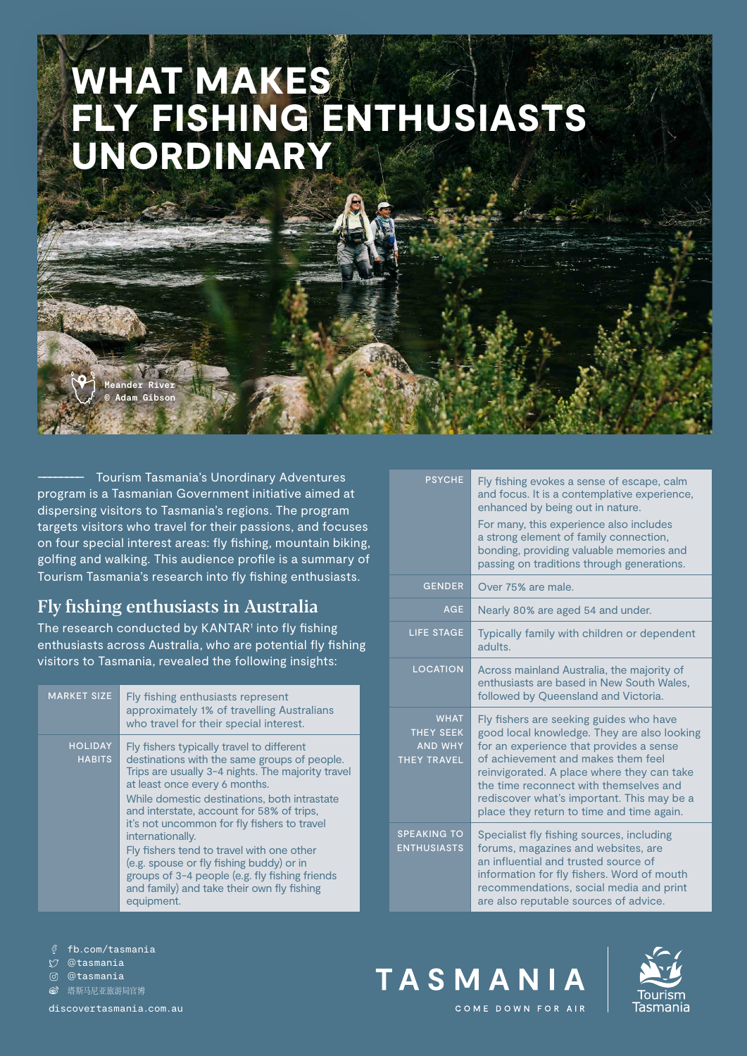# WHAT MAKES FLY FISHING ENTHUSIASTS UNORDINARY

Meander River
© Adam Gibson

Tourism Tasmania's Unordinary Adventures program is a Tasmanian Government initiative aimed at dispersing visitors to Tasmania's regions. The program targets visitors who travel for their passions, and focuses on four special interest areas: fly fishing, mountain biking, golfing and walking. This audience profile is a summary of Tourism Tasmania's research into fly fishing enthusiasts.

## Fly fishing enthusiasts in Australia

The research conducted by KANTAR[1] into fly fishing enthusiasts across Australia, who are potential fly fishing visitors to Tasmania, revealed the following insights:

| | |
|---|---|
| MARKET SIZE | Fly fishing enthusiasts represent approximately 1% of travelling Australians who travel for their special interest. |
| HOLIDAY HABITS | Fly fishers typically travel to different destinations with the same groups of people. Trips are usually 3-4 nights. The majority travel at least once every 6 months.<br><br>While domestic destinations, both intrastate and interstate, account for 58% of trips, it's not uncommon for fly fishers to travel internationally.<br><br>Fly fishers tend to travel with one other (e.g. spouse or fly fishing buddy) or in groups of 3-4 people (e.g. fly fishing friends and family) and take their own fly fishing equipment. |
| PSYCHE | Fly fishing evokes a sense of escape, calm and focus. It is a contemplative experience, enhanced by being out in nature.<br><br>For many, this experience also includes a strong element of family connection, bonding, providing valuable memories and passing on traditions through generations. |
| GENDER | Over 75% are male. |
| AGE | Nearly 80% are aged 54 and under. |
| LIFE STAGE | Typically family with children or dependent adults. |
| LOCATION | Across mainland Australia, the majority of enthusiasts are based in New South Wales, followed by Queensland and Victoria. |
| WHAT THEY SEEK AND WHY THEY TRAVEL | Fly fishers are seeking guides who have good local knowledge. They are also looking for an experience that provides a sense of achievement and makes them feel reinvigorated. A place where they can take the time reconnect with themselves and rediscover what's important. This may be a place they return to time and time again. |
| SPEAKING TO ENTHUSIASTS | Specialist fly fishing sources, including forums, magazines and websites, are an influential and trusted source of information for fly fishers. Word of mouth recommendations, social media and print are also reputable sources of advice. |

fb.com/tasmania
@tasmania
@tasmania
塔斯马尼亚旅游局官博

discovertasmania.com.au

TASMANIA
COME DOWN FOR AIR

Tourism Tasmania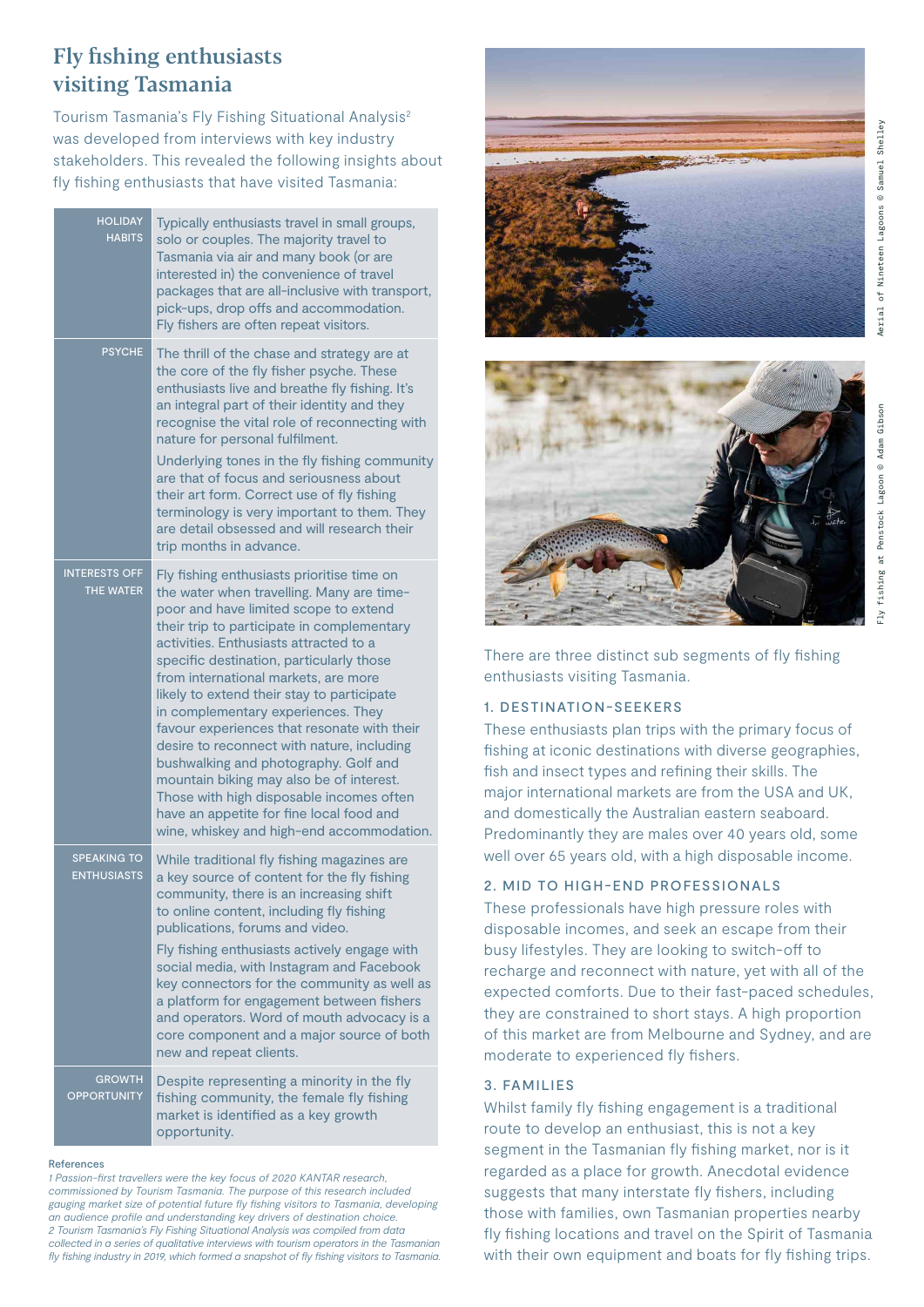## Fly fishing enthusiasts visiting Tasmania

Tourism Tasmania's Fly Fishing Situational Analysis[2] was developed from interviews with key industry stakeholders. This revealed the following insights about fly fishing enthusiasts that have visited Tasmania:

| | |
|---|---|
| HOLIDAY HABITS | Typically enthusiasts travel in small groups, solo or couples. The majority travel to Tasmania via air and many book (or are interested in) the convenience of travel packages that are all-inclusive with transport, pick-ups, drop offs and accommodation. Fly fishers are often repeat visitors. |
| PSYCHE | The thrill of the chase and strategy are at the core of the fly fisher psyche. These enthusiasts live and breathe fly fishing. It's an integral part of their identity and they recognise the vital role of reconnecting with nature for personal fulfilment.<br><br>Underlying tones in the fly fishing community are that of focus and seriousness about their art form. Correct use of fly fishing terminology is very important to them. They are detail obsessed and will research their trip months in advance. |
| INTERESTS OFF THE WATER | Fly fishing enthusiasts prioritise time on the water when travelling. Many are time-poor and have limited scope to extend their trip to participate in complementary activities. Enthusiasts attracted to a specific destination, particularly those from international markets, are more likely to extend their stay to participate in complementary experiences. They favour experiences that resonate with their desire to reconnect with nature, including bushwalking and photography. Golf and mountain biking may also be of interest. Those with high disposable incomes often have an appetite for fine local food and wine, whiskey and high-end accommodation. |
| SPEAKING TO ENTHUSIASTS | While traditional fly fishing magazines are a key source of content for the fly fishing community, there is an increasing shift to online content, including fly fishing publications, forums and video.<br><br>Fly fishing enthusiasts actively engage with social media, with Instagram and Facebook key connectors for the community as well as a platform for engagement between fishers and operators. Word of mouth advocacy is a core component and a major source of both new and repeat clients. |
| GROWTH OPPORTUNITY | Despite representing a minority in the fly fishing community, the female fly fishing market is identified as a key growth opportunity. |

Aerial of Nineteen Lagoons © Samuel Shelley

Fly fishing at Penstock Lagoon © Adam Gibson

There are three distinct sub segments of fly fishing enthusiasts visiting Tasmania.

### 1. DESTINATION-SEEKERS

These enthusiasts plan trips with the primary focus of fishing at iconic destinations with diverse geographies, fish and insect types and refining their skills. The major international markets are from the USA and UK, and domestically the Australian eastern seaboard. Predominantly they are males over 40 years old, some well over 65 years old, with a high disposable income.

### 2. MID TO HIGH-END PROFESSIONALS

These professionals have high pressure roles with disposable incomes, and seek an escape from their busy lifestyles. They are looking to switch-off to recharge and reconnect with nature, yet with all of the expected comforts. Due to their fast-paced schedules, they are constrained to short stays. A high proportion of this market are from Melbourne and Sydney, and are moderate to experienced fly fishers.

### 3. FAMILIES

Whilst family fly fishing engagement is a traditional route to develop an enthusiast, this is not a key segment in the Tasmanian fly fishing market, nor is it regarded as a place for growth. Anecdotal evidence suggests that many interstate fly fishers, including those with families, own Tasmanian properties nearby fly fishing locations and travel on the Spirit of Tasmania with their own equipment and boats for fly fishing trips.

#### References

*1 Passion-first travellers were the key focus of 2020 KANTAR research, commissioned by Tourism Tasmania. The purpose of this research included gauging market size of potential future fly fishing visitors to Tasmania, developing an audience profile and understanding key drivers of destination choice.*

*2 Tourism Tasmania's Fly Fishing Situational Analysis was compiled from data collected in a series of qualitative interviews with tourism operators in the Tasmanian fly fishing industry in 2019, which formed a snapshot of fly fishing visitors to Tasmania.*